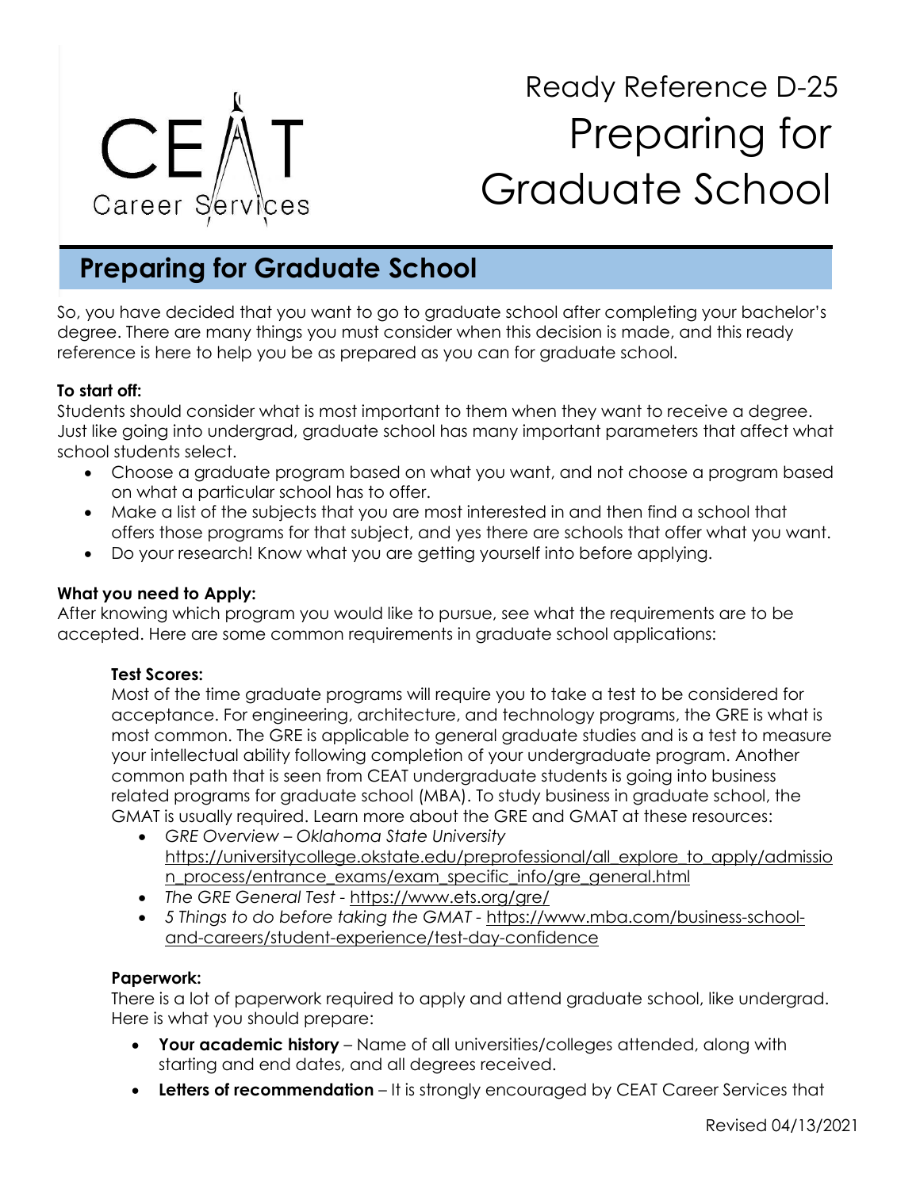CEAT Career Services

# Ready Reference D-25
# Preparing for Graduate School

## Preparing for Graduate School

So, you have decided that you want to go to graduate school after completing your bachelor's degree. There are many things you must consider when this decision is made, and this ready reference is here to help you be as prepared as you can for graduate school.

**To start off:**
Students should consider what is most important to them when they want to receive a degree. Just like going into undergrad, graduate school has many important parameters that affect what school students select.

- Choose a graduate program based on what you want, and not choose a program based on what a particular school has to offer.
- Make a list of the subjects that you are most interested in and then find a school that offers those programs for that subject, and yes there are schools that offer what you want.
- Do your research! Know what you are getting yourself into before applying.

**What you need to Apply:**
After knowing which program you would like to pursue, see what the requirements are to be accepted. Here are some common requirements in graduate school applications:

**Test Scores:**
Most of the time graduate programs will require you to take a test to be considered for acceptance. For engineering, architecture, and technology programs, the GRE is what is most common. The GRE is applicable to general graduate studies and is a test to measure your intellectual ability following completion of your undergraduate program. Another common path that is seen from CEAT undergraduate students is going into business related programs for graduate school (MBA). To study business in graduate school, the GMAT is usually required. Learn more about the GRE and GMAT at these resources:

- *GRE Overview – Oklahoma State University* https://universitycollege.okstate.edu/preprofessional/all_explore_to_apply/admission_process/entrance_exams/exam_specific_info/gre_general.html
- *The GRE General Test* - https://www.ets.org/gre/
- *5 Things to do before taking the GMAT* - https://www.mba.com/business-school-and-careers/student-experience/test-day-confidence

**Paperwork:**
There is a lot of paperwork required to apply and attend graduate school, like undergrad. Here is what you should prepare:

- **Your academic history** – Name of all universities/colleges attended, along with starting and end dates, and all degrees received.
- **Letters of recommendation** – It is strongly encouraged by CEAT Career Services that

Revised 04/13/2021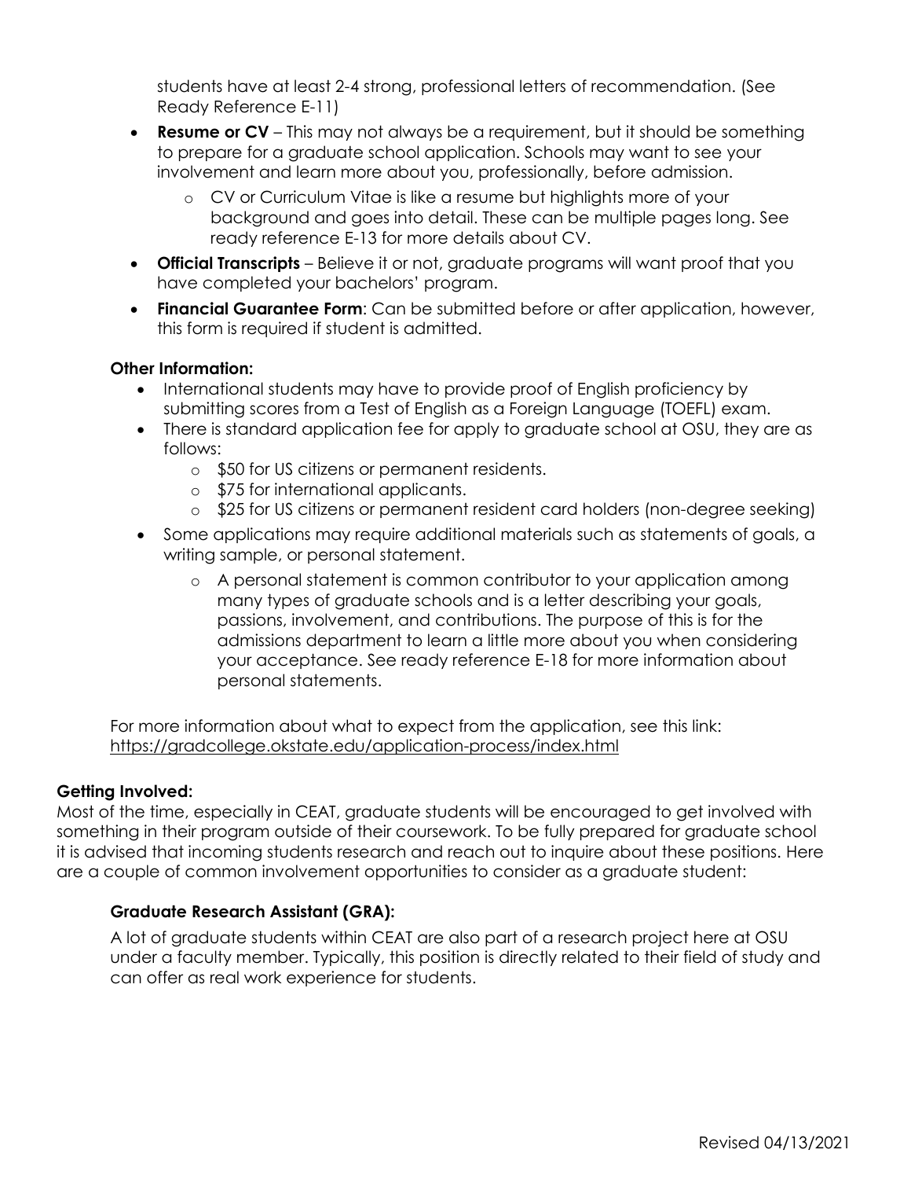students have at least 2-4 strong, professional letters of recommendation. (See Ready Reference E-11)

- **Resume or CV** – This may not always be a requirement, but it should be something to prepare for a graduate school application. Schools may want to see your involvement and learn more about you, professionally, before admission.
  - CV or Curriculum Vitae is like a resume but highlights more of your background and goes into detail. These can be multiple pages long. See ready reference E-13 for more details about CV.
- **Official Transcripts** – Believe it or not, graduate programs will want proof that you have completed your bachelors' program.
- **Financial Guarantee Form**: Can be submitted before or after application, however, this form is required if student is admitted.

**Other Information:**

- International students may have to provide proof of English proficiency by submitting scores from a Test of English as a Foreign Language (TOEFL) exam.
- There is standard application fee for apply to graduate school at OSU, they are as follows:
  - $50 for US citizens or permanent residents.
  - $75 for international applicants.
  - $25 for US citizens or permanent resident card holders (non-degree seeking)
- Some applications may require additional materials such as statements of goals, a writing sample, or personal statement.
  - A personal statement is common contributor to your application among many types of graduate schools and is a letter describing your goals, passions, involvement, and contributions. The purpose of this is for the admissions department to learn a little more about you when considering your acceptance. See ready reference E-18 for more information about personal statements.

For more information about what to expect from the application, see this link: https://gradcollege.okstate.edu/application-process/index.html

## Getting Involved:

Most of the time, especially in CEAT, graduate students will be encouraged to get involved with something in their program outside of their coursework. To be fully prepared for graduate school it is advised that incoming students research and reach out to inquire about these positions. Here are a couple of common involvement opportunities to consider as a graduate student:

### Graduate Research Assistant (GRA):

A lot of graduate students within CEAT are also part of a research project here at OSU under a faculty member. Typically, this position is directly related to their field of study and can offer as real work experience for students.

Revised 04/13/2021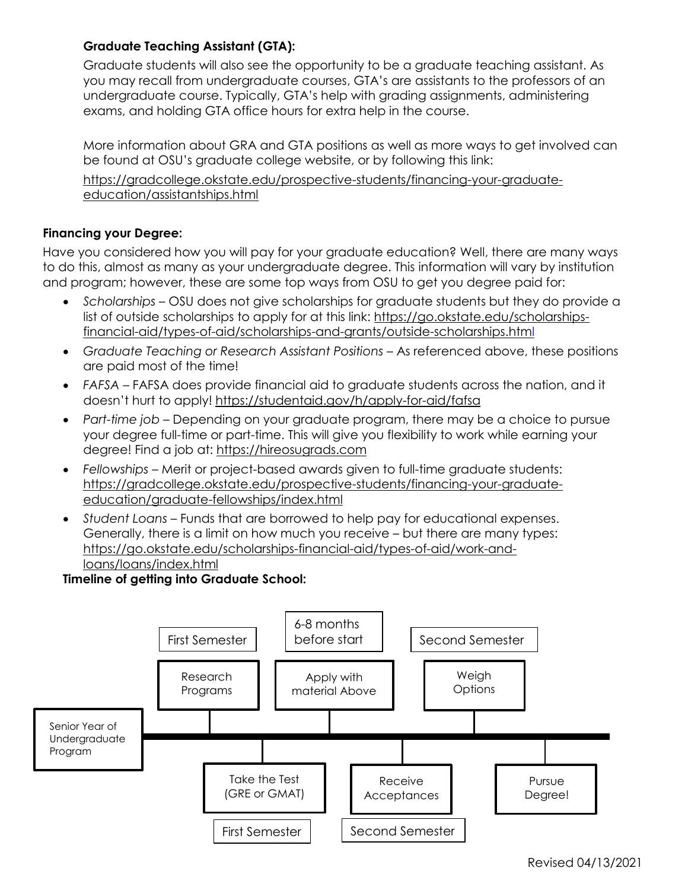**Graduate Teaching Assistant (GTA):**

Graduate students will also see the opportunity to be a graduate teaching assistant. As you may recall from undergraduate courses, GTA's are assistants to the professors of an undergraduate course. Typically, GTA's help with grading assignments, administering exams, and holding GTA office hours for extra help in the course.

More information about GRA and GTA positions as well as more ways to get involved can be found at OSU's graduate college website, or by following this link:

https://gradcollege.okstate.edu/prospective-students/financing-your-graduate-education/assistantships.html

**Financing your Degree:**

Have you considered how you will pay for your graduate education? Well, there are many ways to do this, almost as many as your undergraduate degree. This information will vary by institution and program; however, these are some top ways from OSU to get you degree paid for:

- *Scholarships* – OSU does not give scholarships for graduate students but they do provide a list of outside scholarships to apply for at this link: https://go.okstate.edu/scholarships-financial-aid/types-of-aid/scholarships-and-grants/outside-scholarships.html
- *Graduate Teaching or Research Assistant Positions* – As referenced above, these positions are paid most of the time!
- *FAFSA* – FAFSA does provide financial aid to graduate students across the nation, and it doesn't hurt to apply! https://studentaid.gov/h/apply-for-aid/fafsa
- *Part-time job* – Depending on your graduate program, there may be a choice to pursue your degree full-time or part-time. This will give you flexibility to work while earning your degree! Find a job at: https://hireosugrads.com
- *Fellowships* – Merit or project-based awards given to full-time graduate students: https://gradcollege.okstate.edu/prospective-students/financing-your-graduate-education/graduate-fellowships/index.html
- *Student Loans* – Funds that are borrowed to help pay for educational expenses. Generally, there is a limit on how much you receive – but there are many types: https://go.okstate.edu/scholarships-financial-aid/types-of-aid/work-and-loans/loans/index.html

**Timeline of getting into Graduate School:**

Senior Year of Undergraduate Program

First Semester

Research Programs

First Semester

Take the Test (GRE or GMAT)

6-8 months before start

Apply with material Above

Second Semester

Receive Acceptances

Second Semester

Weigh Options

Pursue Degree!

Revised 04/13/2021